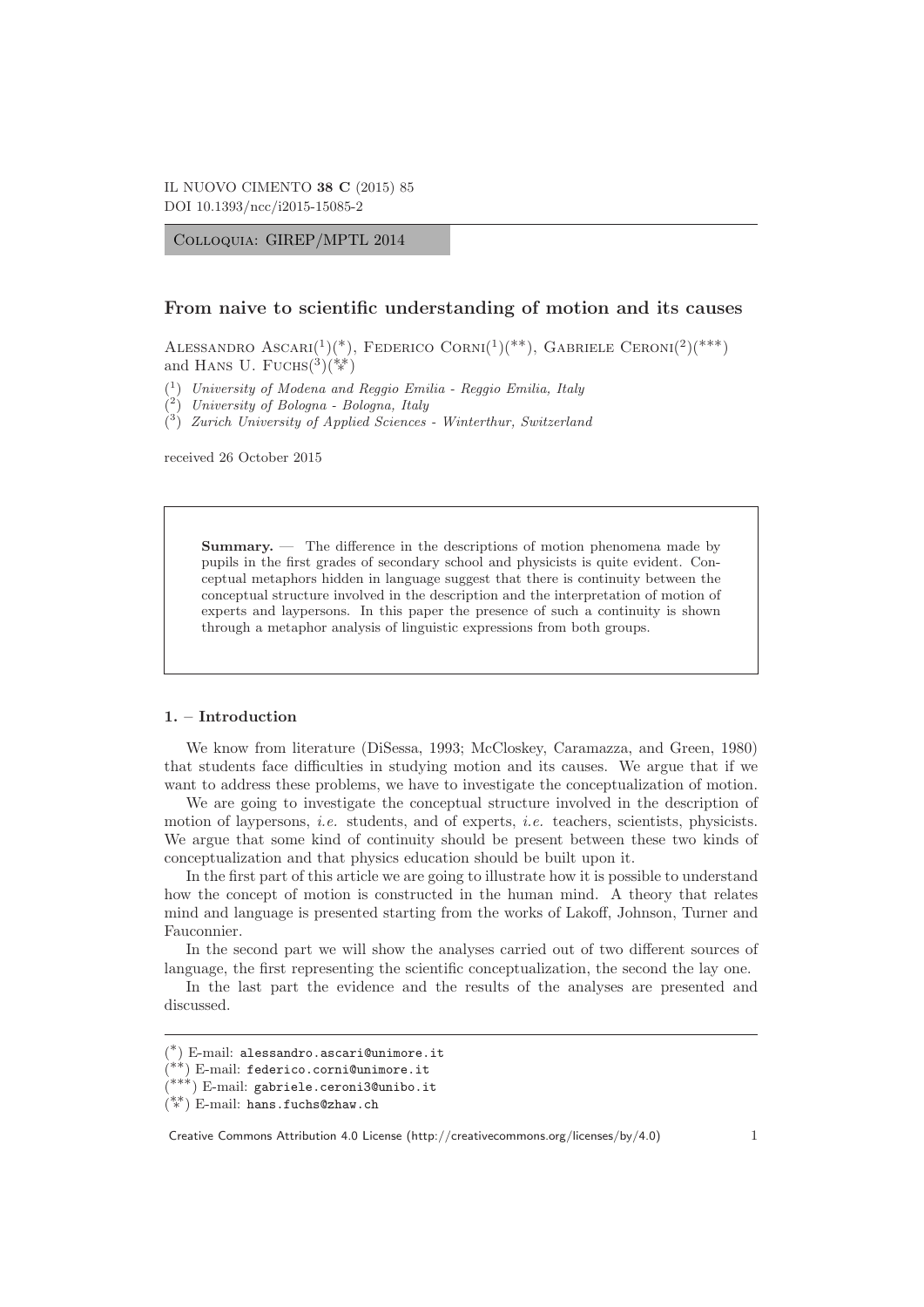IL NUOVO CIMENTO **38 C** (2015) 85
DOI 10.1393/ncc/i2015-15085-2

Colloquia: GIREP/MPTL 2014

# From naive to scientific understanding of motion and its causes

Alessandro Ascari[1](*), Federico Corni[1](**), Gabriele Ceroni[2](***) and Hans U. Fuchs[3](**\*\***)

[1] *University of Modena and Reggio Emilia - Reggio Emilia, Italy*
[2] *University of Bologna - Bologna, Italy*
[3] *Zurich University of Applied Sciences - Winterthur, Switzerland*

received 26 October 2015

> **Summary.** — The difference in the descriptions of motion phenomena made by pupils in the first grades of secondary school and physicists is quite evident. Conceptual metaphors hidden in language suggest that there is continuity between the conceptual structure involved in the description and the interpretation of motion of experts and laypersons. In this paper the presence of such a continuity is shown through a metaphor analysis of linguistic expressions from both groups.

## 1. – Introduction

We know from literature (DiSessa, 1993; McCloskey, Caramazza, and Green, 1980) that students face difficulties in studying motion and its causes. We argue that if we want to address these problems, we have to investigate the conceptualization of motion.

We are going to investigate the conceptual structure involved in the description of motion of laypersons, *i.e.* students, and of experts, *i.e.* teachers, scientists, physicists. We argue that some kind of continuity should be present between these two kinds of conceptualization and that physics education should be built upon it.

In the first part of this article we are going to illustrate how it is possible to understand how the concept of motion is constructed in the human mind. A theory that relates mind and language is presented starting from the works of Lakoff, Johnson, Turner and Fauconnier.

In the second part we will show the analyses carried out of two different sources of language, the first representing the scientific conceptualization, the second the lay one.

In the last part the evidence and the results of the analyses are presented and discussed.

---

(*) E-mail: alessandro.ascari@unimore.it
(**) E-mail: federico.corni@unimore.it
(***) E-mail: gabriele.ceroni3@unibo.it
(****) E-mail: hans.fuchs@zhaw.ch

Creative Commons Attribution 4.0 License (http://creativecommons.org/licenses/by/4.0)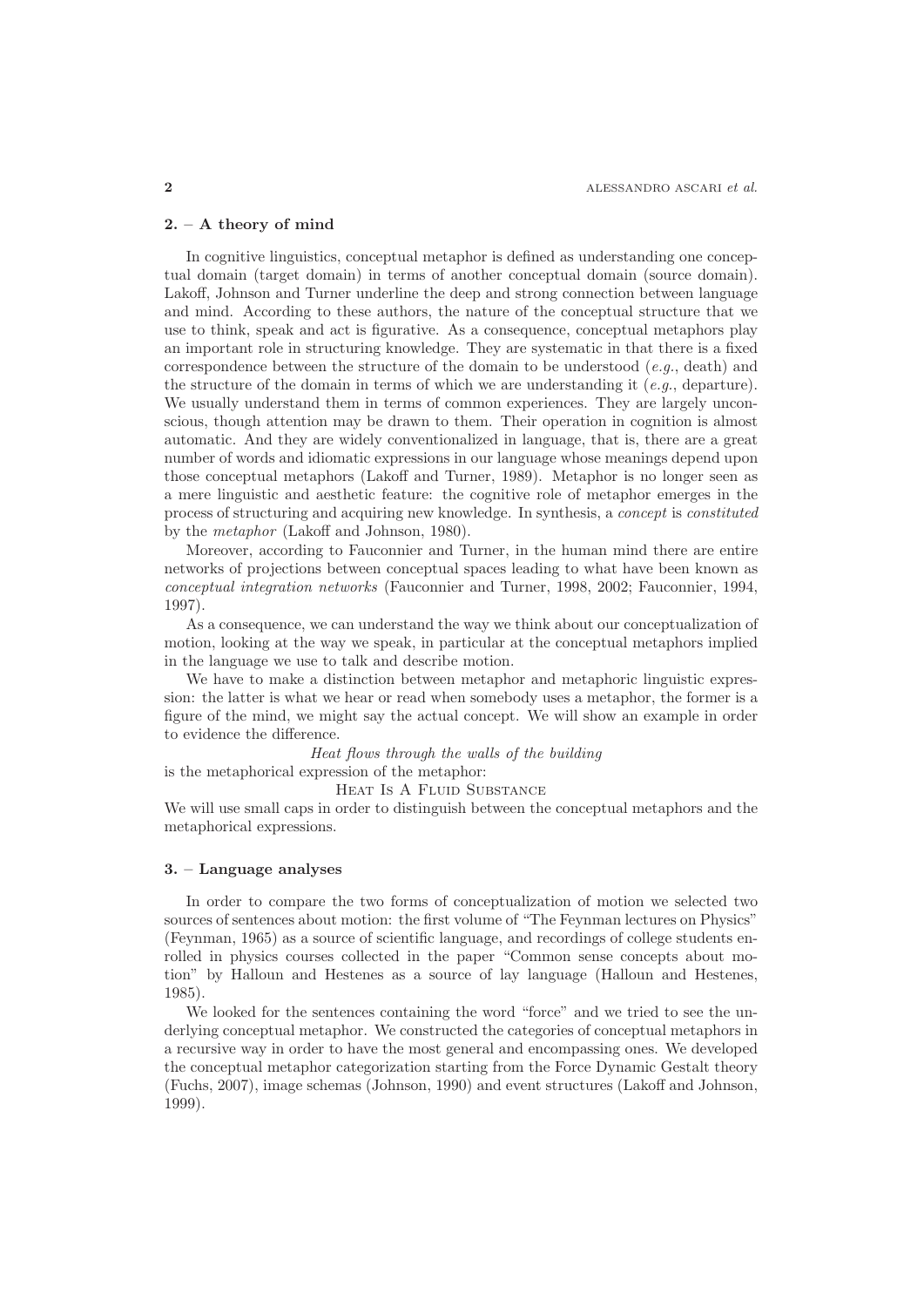## 2. – A theory of mind

In cognitive linguistics, conceptual metaphor is defined as understanding one conceptual domain (target domain) in terms of another conceptual domain (source domain). Lakoff, Johnson and Turner underline the deep and strong connection between language and mind. According to these authors, the nature of the conceptual structure that we use to think, speak and act is figurative. As a consequence, conceptual metaphors play an important role in structuring knowledge. They are systematic in that there is a fixed correspondence between the structure of the domain to be understood (*e.g.*, death) and the structure of the domain in terms of which we are understanding it (*e.g.*, departure). We usually understand them in terms of common experiences. They are largely unconscious, though attention may be drawn to them. Their operation in cognition is almost automatic. And they are widely conventionalized in language, that is, there are a great number of words and idiomatic expressions in our language whose meanings depend upon those conceptual metaphors (Lakoff and Turner, 1989). Metaphor is no longer seen as a mere linguistic and aesthetic feature: the cognitive role of metaphor emerges in the process of structuring and acquiring new knowledge. In synthesis, a *concept* is *constituted* by the *metaphor* (Lakoff and Johnson, 1980).

Moreover, according to Fauconnier and Turner, in the human mind there are entire networks of projections between conceptual spaces leading to what have been known as *conceptual integration networks* (Fauconnier and Turner, 1998, 2002; Fauconnier, 1994, 1997).

As a consequence, we can understand the way we think about our conceptualization of motion, looking at the way we speak, in particular at the conceptual metaphors implied in the language we use to talk and describe motion.

We have to make a distinction between metaphor and metaphoric linguistic expression: the latter is what we hear or read when somebody uses a metaphor, the former is a figure of the mind, we might say the actual concept. We will show an example in order to evidence the difference.

*Heat flows through the walls of the building*

is the metaphorical expression of the metaphor:

HEAT IS A FLUID SUBSTANCE

We will use small caps in order to distinguish between the conceptual metaphors and the metaphorical expressions.

## 3. – Language analyses

In order to compare the two forms of conceptualization of motion we selected two sources of sentences about motion: the first volume of "The Feynman lectures on Physics" (Feynman, 1965) as a source of scientific language, and recordings of college students enrolled in physics courses collected in the paper "Common sense concepts about motion" by Halloun and Hestenes as a source of lay language (Halloun and Hestenes, 1985).

We looked for the sentences containing the word "force" and we tried to see the underlying conceptual metaphor. We constructed the categories of conceptual metaphors in a recursive way in order to have the most general and encompassing ones. We developed the conceptual metaphor categorization starting from the Force Dynamic Gestalt theory (Fuchs, 2007), image schemas (Johnson, 1990) and event structures (Lakoff and Johnson, 1999).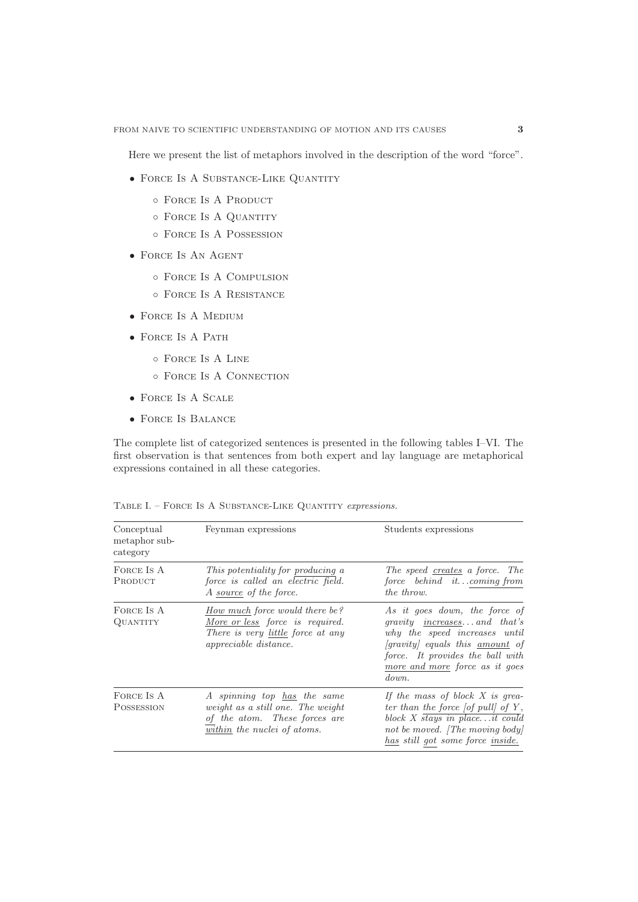Here we present the list of metaphors involved in the description of the word "force".

- Force Is A Substance-Like Quantity
  - Force Is A Product
  - Force Is A Quantity
  - Force Is A Possession
- Force Is An Agent
  - Force Is A Compulsion
  - Force Is A Resistance
- Force Is A Medium
- Force Is A Path
  - Force Is A Line
  - Force Is A Connection
- Force Is A Scale
- Force Is Balance

The complete list of categorized sentences is presented in the following tables I–VI. The first observation is that sentences from both expert and lay language are metaphorical expressions contained in all these categories.

Table I. – Force Is A Substance-Like Quantity *expressions.*

| Conceptual metaphor sub-category | Feynman expressions | Students expressions |
|---|---|---|
| Force Is A Product | *This potentiality for producing a force is called an electric field. A source of the force.* | *The speed creates a force. The force behind it...coming from the throw.* |
| Force Is A Quantity | *How much force would there be? More or less force is required. There is very little force at any appreciable distance.* | *As it goes down, the force of gravity increases... and that's why the speed increases until [gravity] equals this amount of force. It provides the ball with more and more force as it goes down.* |
| Force Is A Possession | *A spinning top has the same weight as a still one. The weight of the atom. These forces are within the nuclei of atoms.* | *If the mass of block X is greater than the force [of pull] of Y, block X stays in place...it could not be moved. [The moving body] has still got some force inside.* |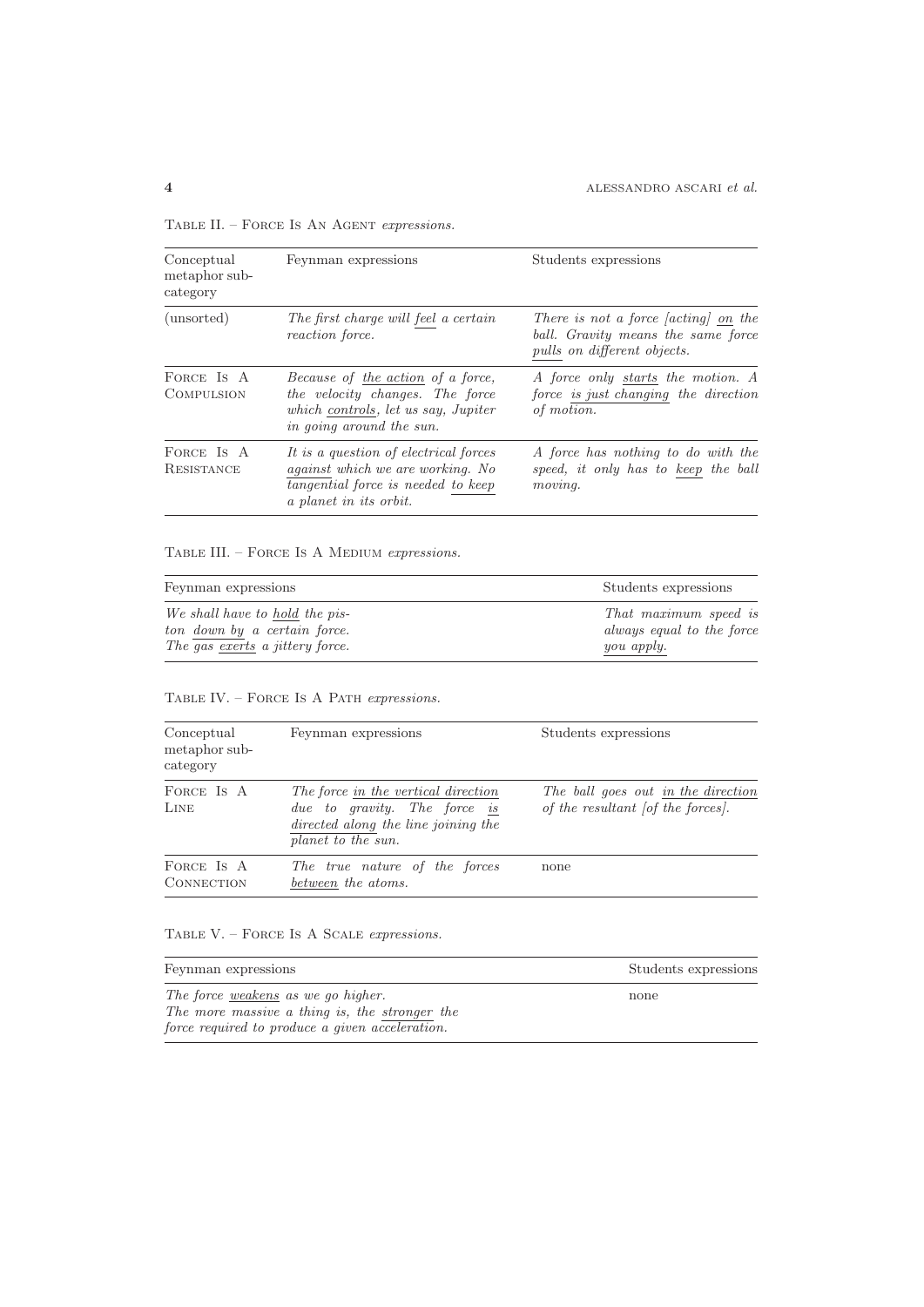Table II. – Force Is An Agent *expressions.*

| Conceptual metaphor sub-category | Feynman expressions | Students expressions |
|---|---|---|
| (unsorted) | *The first charge will <u>feel</u> a certain reaction force.* | *There is not a force [acting] <u>on</u> the ball. Gravity means the same force <u>pulls</u> on different objects.* |
| Force Is A Compulsion | *Because of <u>the action</u> of a force, the velocity changes. The force which <u>controls</u>, let us say, Jupiter in going around the sun.* | *A force only <u>starts</u> the motion. A force <u>is just changing</u> the direction of motion.* |
| Force Is A Resistance | *It is a question of electrical forces <u>against</u> which we are working. No tangential force is needed <u>to keep</u> a planet in its orbit.* | *A force has nothing to do with the speed, it only has to <u>keep</u> the ball moving.* |

Table III. – Force Is A Medium *expressions.*

| Feynman expressions | Students expressions |
|---|---|
| *We shall have to <u>hold</u> the piston <u>down by</u> a certain force. The gas <u>exerts</u> a jittery force.* | *That maximum speed is always equal to the force <u>you apply</u>.* |

Table IV. – Force Is A Path *expressions.*

| Conceptual metaphor sub-category | Feynman expressions | Students expressions |
|---|---|---|
| Force Is A Line | *The force <u>in the vertical direction</u> due to gravity. The force <u>is directed along</u> the line joining the planet to the sun.* | *The ball goes out <u>in the direction</u> of the resultant [of the forces].* |
| Force Is A Connection | *The true nature of the forces <u>between</u> the atoms.* | none |

Table V. – Force Is A Scale *expressions.*

| Feynman expressions | Students expressions |
|---|---|
| *The force <u>weakens</u> as we go higher. The more massive a thing is, the <u>stronger</u> the force required to produce a given acceleration.* | none |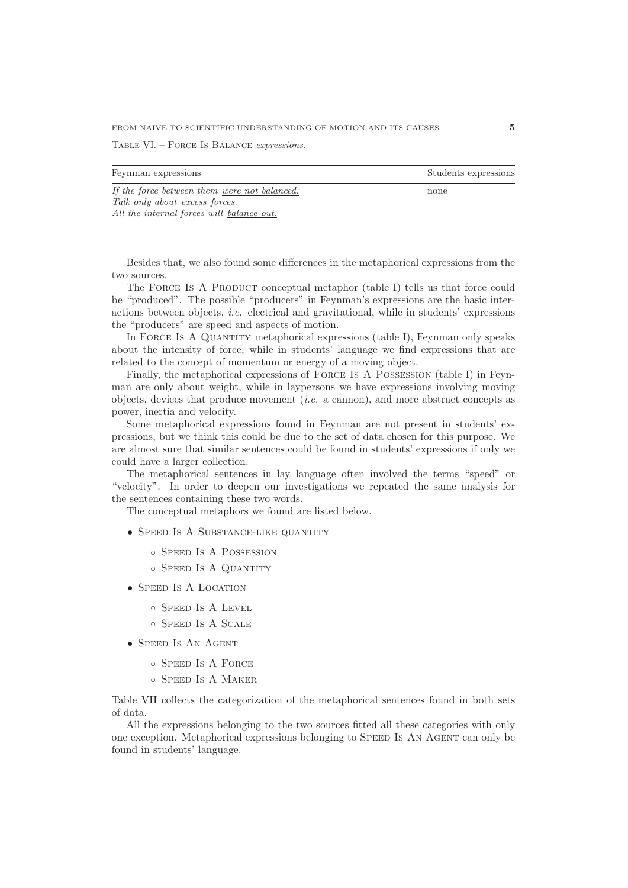Table VI. – Force Is Balance *expressions.*

| Feynman expressions | Students expressions |
|---|---|
| *If the force between them were not balanced.*<br>*Talk only about excess forces.*<br>*All the internal forces will balance out.* | none |

Besides that, we also found some differences in the metaphorical expressions from the two sources.

The Force Is A Product conceptual metaphor (table I) tells us that force could be "produced". The possible "producers" in Feynman's expressions are the basic interactions between objects, *i.e.* electrical and gravitational, while in students' expressions the "producers" are speed and aspects of motion.

In Force Is A Quantity metaphorical expressions (table I), Feynman only speaks about the intensity of force, while in students' language we find expressions that are related to the concept of momentum or energy of a moving object.

Finally, the metaphorical expressions of Force Is A Possession (table I) in Feynman are only about weight, while in laypersons we have expressions involving moving objects, devices that produce movement (*i.e.* a cannon), and more abstract concepts as power, inertia and velocity.

Some metaphorical expressions found in Feynman are not present in students' expressions, but we think this could be due to the set of data chosen for this purpose. We are almost sure that similar sentences could be found in students' expressions if only we could have a larger collection.

The metaphorical sentences in lay language often involved the terms "speed" or "velocity". In order to deepen our investigations we repeated the same analysis for the sentences containing these two words.

The conceptual metaphors we found are listed below.

- Speed Is A Substance-like quantity
  - Speed Is A Possession
  - Speed Is A Quantity
- Speed Is A Location
  - Speed Is A Level
  - Speed Is A Scale
- Speed Is An Agent
  - Speed Is A Force
  - Speed Is A Maker

Table VII collects the categorization of the metaphorical sentences found in both sets of data.

All the expressions belonging to the two sources fitted all these categories with only one exception. Metaphorical expressions belonging to Speed Is An Agent can only be found in students' language.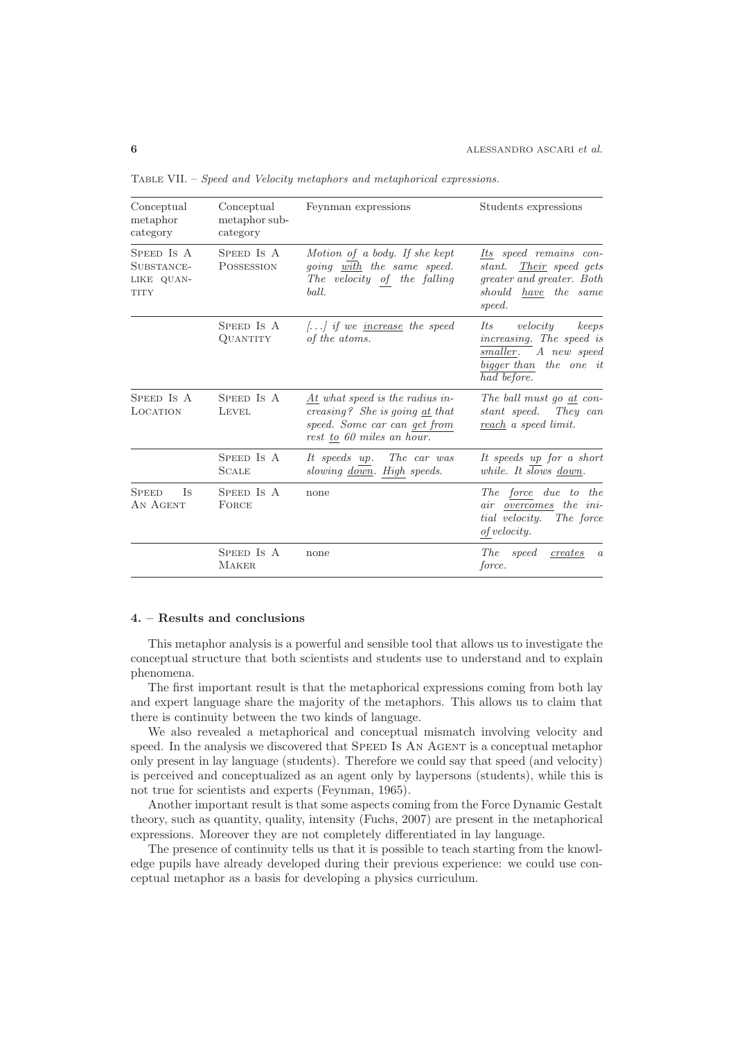Table VII. – *Speed and Velocity metaphors and metaphorical expressions.*

| Conceptual metaphor category | Conceptual metaphor sub-category | Feynman expressions | Students expressions |
|---|---|---|---|
| Speed Is A Substance-like quantity | Speed Is A Possession | *Motion of a body. If she kept going with the same speed. The velocity of the falling ball.* | *Its speed remains constant. Their speed gets greater and greater. Both should have the same speed.* |
| | Speed Is A Quantity | *[...] if we increase the speed of the atoms.* | *Its velocity keeps increasing. The speed is smaller. A new speed bigger than the one it had before.* |
| Speed Is A Location | Speed Is A Level | *At what speed is the radius increasing? She is going at that speed. Some car can get from rest to 60 miles an hour.* | *The ball must go at constant speed. They can reach a speed limit.* |
| | Speed Is A Scale | *It speeds up. The car was slowing down. High speeds.* | *It speeds up for a short while. It slows down.* |
| Speed Is An Agent | Speed Is A Force | none | *The force due to the air overcomes the initial velocity. The force of velocity.* |
| | Speed Is A Maker | none | *The speed creates a force.* |

## 4. – Results and conclusions

This metaphor analysis is a powerful and sensible tool that allows us to investigate the conceptual structure that both scientists and students use to understand and to explain phenomena.

The first important result is that the metaphorical expressions coming from both lay and expert language share the majority of the metaphors. This allows us to claim that there is continuity between the two kinds of language.

We also revealed a metaphorical and conceptual mismatch involving velocity and speed. In the analysis we discovered that Speed Is An Agent is a conceptual metaphor only present in lay language (students). Therefore we could say that speed (and velocity) is perceived and conceptualized as an agent only by laypersons (students), while this is not true for scientists and experts (Feynman, 1965).

Another important result is that some aspects coming from the Force Dynamic Gestalt theory, such as quantity, quality, intensity (Fuchs, 2007) are present in the metaphorical expressions. Moreover they are not completely differentiated in lay language.

The presence of continuity tells us that it is possible to teach starting from the knowledge pupils have already developed during their previous experience: we could use conceptual metaphor as a basis for developing a physics curriculum.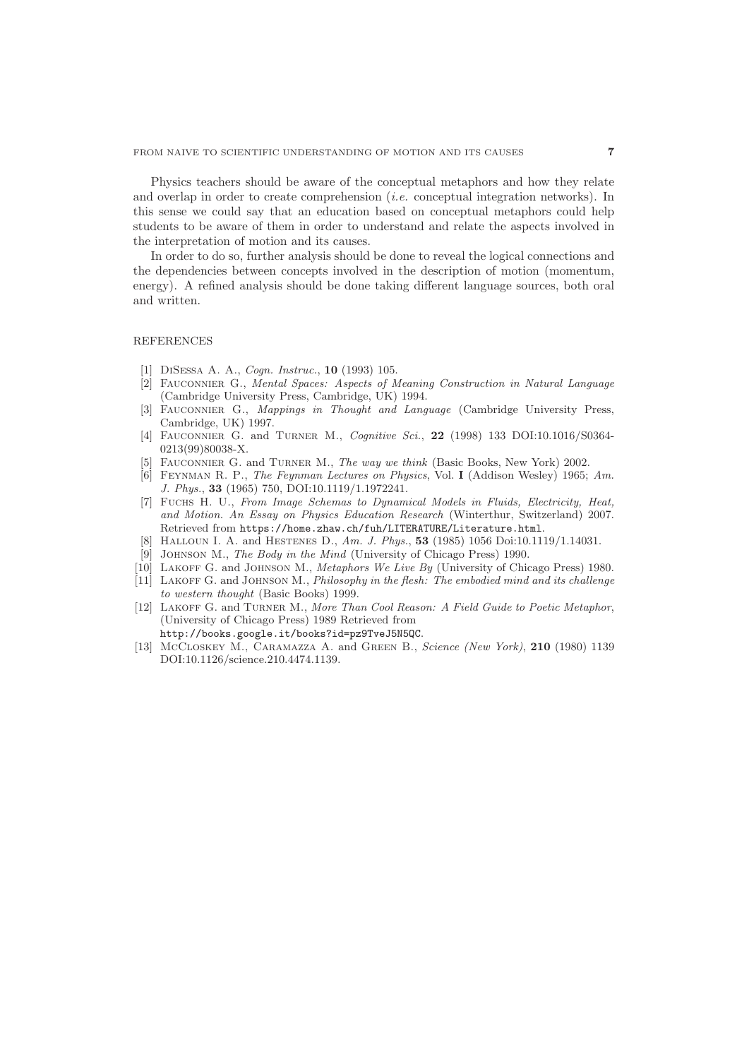Physics teachers should be aware of the conceptual metaphors and how they relate and overlap in order to create comprehension (*i.e.* conceptual integration networks). In this sense we could say that an education based on conceptual metaphors could help students to be aware of them in order to understand and relate the aspects involved in the interpretation of motion and its causes.

In order to do so, further analysis should be done to reveal the logical connections and the dependencies between concepts involved in the description of motion (momentum, energy). A refined analysis should be done taking different language sources, both oral and written.

## REFERENCES

[1] DiSessa A. A., *Cogn. Instruc.*, **10** (1993) 105.

[2] Fauconnier G., *Mental Spaces: Aspects of Meaning Construction in Natural Language* (Cambridge University Press, Cambridge, UK) 1994.

[3] Fauconnier G., *Mappings in Thought and Language* (Cambridge University Press, Cambridge, UK) 1997.

[4] Fauconnier G. and Turner M., *Cognitive Sci.*, **22** (1998) 133 DOI:10.1016/S0364-0213(99)80038-X.

[5] Fauconnier G. and Turner M., *The way we think* (Basic Books, New York) 2002.

[6] Feynman R. P., *The Feynman Lectures on Physics*, Vol. **I** (Addison Wesley) 1965; *Am. J. Phys.*, **33** (1965) 750, DOI:10.1119/1.1972241.

[7] Fuchs H. U., *From Image Schemas to Dynamical Models in Fluids, Electricity, Heat, and Motion. An Essay on Physics Education Research* (Winterthur, Switzerland) 2007. Retrieved from `https://home.zhaw.ch/fuh/LITERATURE/Literature.html`.

[8] Halloun I. A. and Hestenes D., *Am. J. Phys.*, **53** (1985) 1056 Doi:10.1119/1.14031.

[9] Johnson M., *The Body in the Mind* (University of Chicago Press) 1990.

[10] Lakoff G. and Johnson M., *Metaphors We Live By* (University of Chicago Press) 1980.

[11] Lakoff G. and Johnson M., *Philosophy in the flesh: The embodied mind and its challenge to western thought* (Basic Books) 1999.

[12] Lakoff G. and Turner M., *More Than Cool Reason: A Field Guide to Poetic Metaphor*, (University of Chicago Press) 1989 Retrieved from `http://books.google.it/books?id=pz9TveJ5N5QC`.

[13] McCloskey M., Caramazza A. and Green B., *Science (New York)*, **210** (1980) 1139 DOI:10.1126/science.210.4474.1139.